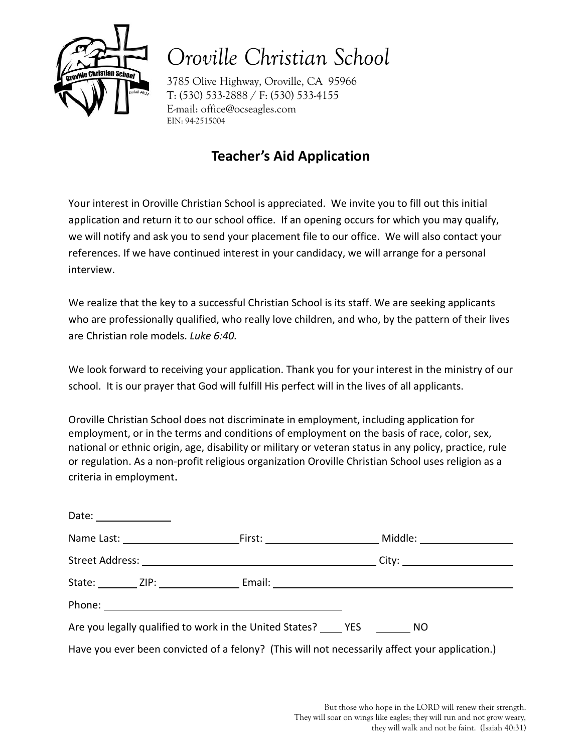# Oroville Christian School

3785 Olive Highway, Oroville, CA 95966
T: (530) 533-2888 / F: (530) 533-4155
E-mail: office@ocseagles.com
EIN: 94-2515004

## Teacher's Aid Application

Your interest in Oroville Christian School is appreciated. We invite you to fill out this initial application and return it to our school office. If an opening occurs for which you may qualify, we will notify and ask you to send your placement file to our office. We will also contact your references. If we have continued interest in your candidacy, we will arrange for a personal interview.

We realize that the key to a successful Christian School is its staff. We are seeking applicants who are professionally qualified, who really love children, and who, by the pattern of their lives are Christian role models. *Luke 6:40.*

We look forward to receiving your application. Thank you for your interest in the ministry of our school. It is our prayer that God will fulfill His perfect will in the lives of all applicants.

Oroville Christian School does not discriminate in employment, including application for employment, or in the terms and conditions of employment on the basis of race, color, sex, national or ethnic origin, age, disability or military or veteran status in any policy, practice, rule or regulation. As a non-profit religious organization Oroville Christian School uses religion as a criteria in employment.

Date: ____________

Name Last: ____________________ First: ____________________ Middle: ________________

Street Address: ________________________________________ City: ____________________

State: _______ ZIP: _____________ Email: ________________________________________

Phone: ________________________________________

Are you legally qualified to work in the United States? ____ YES ______ NO

Have you ever been convicted of a felony? (This will not necessarily affect your application.)

But those who hope in the LORD will renew their strength.
They will soar on wings like eagles; they will run and not grow weary,
they will walk and not be faint. (Isaiah 40:31)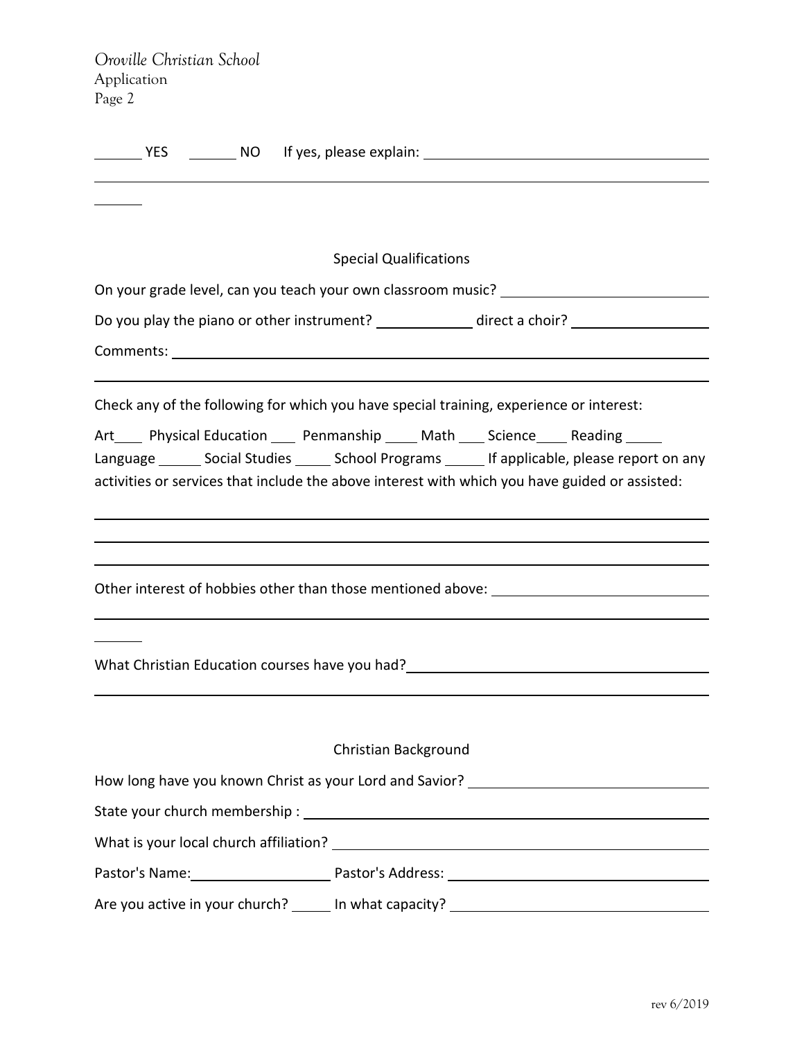_______ YES _______ NO If yes, please explain: ________________________________________

____________________________________________________________________________________

______

## Special Qualifications

On your grade level, can you teach your own classroom music? ____________________________

Do you play the piano or other instrument? _____________ direct a choir? __________________

Comments: _________________________________________________________________________

____________________________________________________________________________________

Check any of the following for which you have special training, experience or interest:

Art____ Physical Education ___ Penmanship ____ Math ___ Science____ Reading _____
Language ______ Social Studies _____ School Programs _____ If applicable, please report on any activities or services that include the above interest with which you have guided or assisted:

____________________________________________________________________________________

____________________________________________________________________________________

____________________________________________________________________________________

Other interest of hobbies other than those mentioned above: ____________________________

____________________________________________________________________________________

______

What Christian Education courses have you had?_______________________________________

____________________________________________________________________________________

## Christian Background

How long have you known Christ as your Lord and Savior? ______________________________

State your church membership : ________________________________________________________

What is your local church affiliation? __________________________________________________

Pastor's Name:____________________ Pastor's Address: ____________________________________

Are you active in your church? _____ In what capacity? ____________________________________

rev 6/2019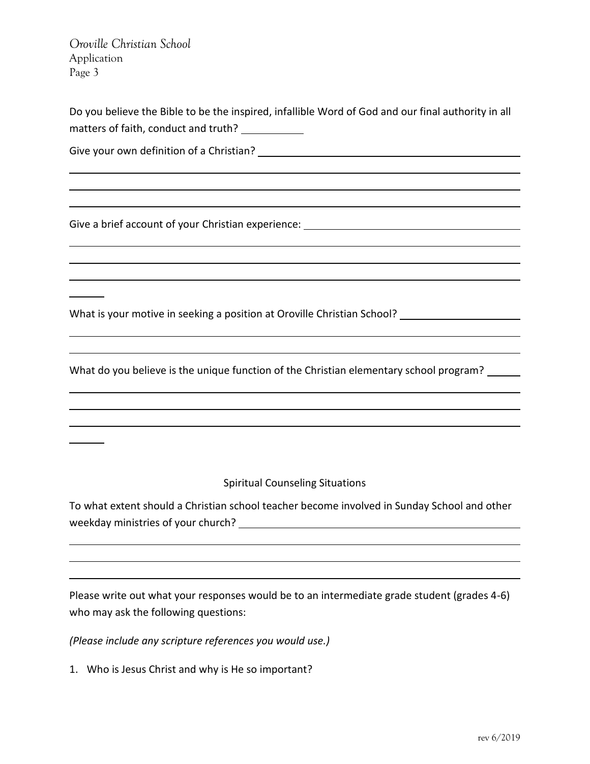Do you believe the Bible to be the inspired, infallible Word of God and our final authority in all matters of faith, conduct and truth? ___________

Give your own definition of a Christian? ___________________________________________

_______________________________________________________________________________

_______________________________________________________________________________

_______________________________________________________________________________

Give a brief account of your Christian experience: _____________________________________

_______________________________________________________________________________

_______________________________________________________________________________

_______________________________________________________________________________

______

What is your motive in seeking a position at Oroville Christian School? ____________________

_______________________________________________________________________________

_______________________________________________________________________________

What do you believe is the unique function of the Christian elementary school program? ______

_______________________________________________________________________________

_______________________________________________________________________________

_______________________________________________________________________________

______

## Spiritual Counseling Situations

To what extent should a Christian school teacher become involved in Sunday School and other weekday ministries of your church? _______________________________________________

_______________________________________________________________________________

_______________________________________________________________________________

_______________________________________________________________________________

Please write out what your responses would be to an intermediate grade student (grades 4-6) who may ask the following questions:

*(Please include any scripture references you would use.)*

1. Who is Jesus Christ and why is He so important?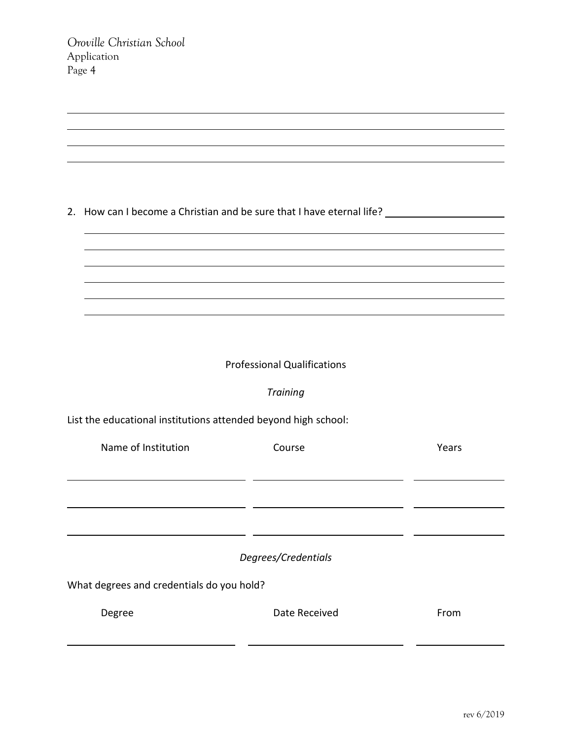2. How can I become a Christian and be sure that I have eternal life?

## Professional Qualifications

### *Training*

List the educational institutions attended beyond high school:

| Name of Institution | Course | Years |
|---|---|---|
| | | |
| | | |
| | | |

### *Degrees/Credentials*

What degrees and credentials do you hold?

| Degree | Date Received | From |
|---|---|---|
| | | |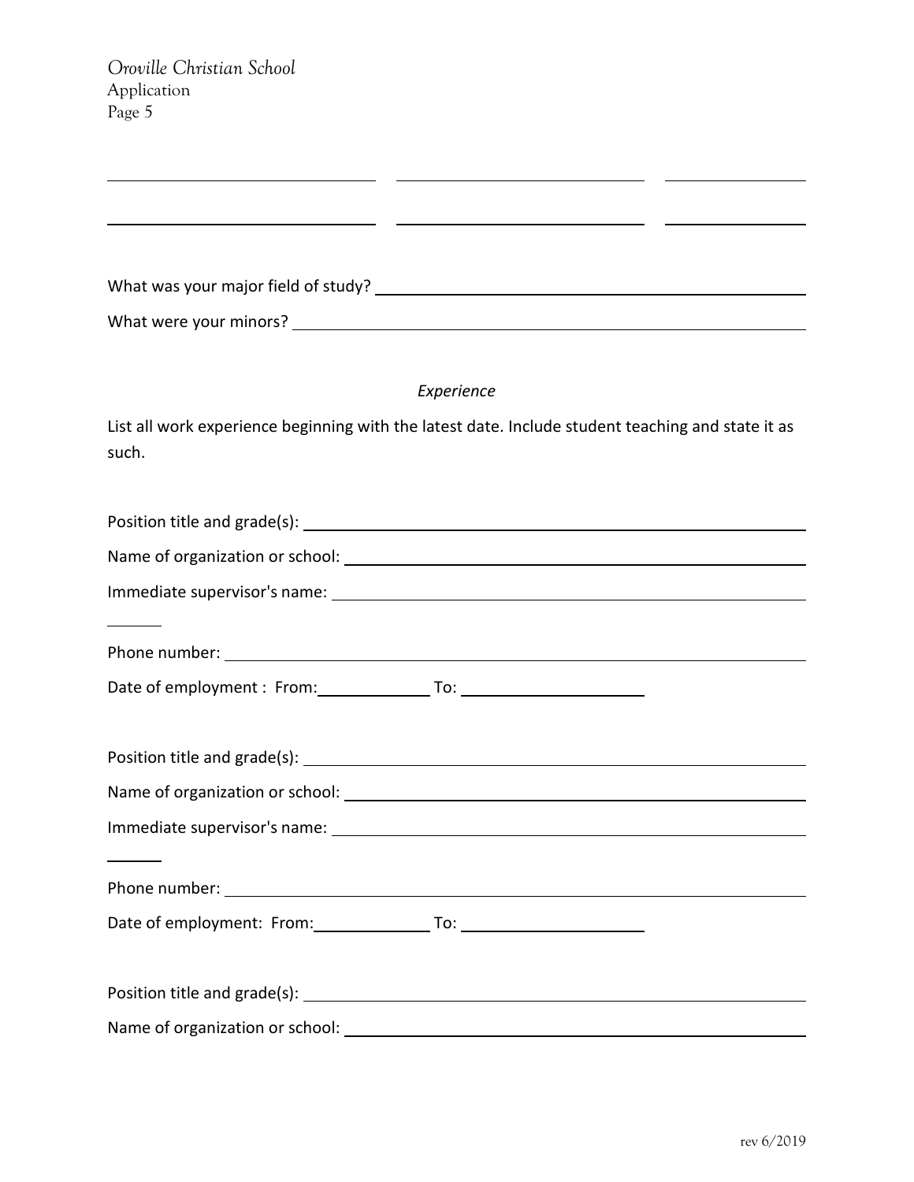What was your major field of study? ______________________________________

What were your minors? ______________________________________

*Experience*

List all work experience beginning with the latest date. Include student teaching and state it as such.

Position title and grade(s): ______________________________________

Name of organization or school: ______________________________________

Immediate supervisor's name: ______________________________________

Phone number: ______________________________________

Date of employment : From:__________ To: ______________

Position title and grade(s): ______________________________________

Name of organization or school: ______________________________________

Immediate supervisor's name: ______________________________________

Phone number: ______________________________________

Date of employment: From:__________ To: ______________

Position title and grade(s): ______________________________________

Name of organization or school: ______________________________________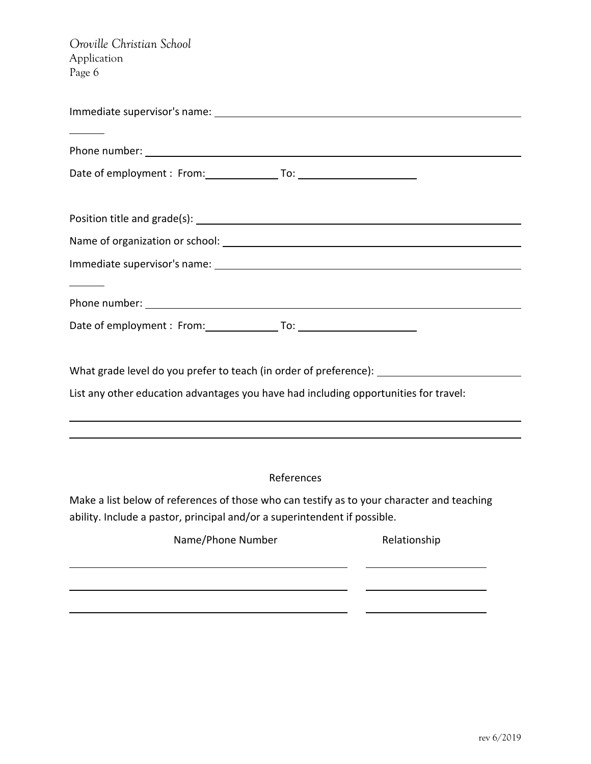Immediate supervisor's name: ______________________________________________

Phone number: ______________________________________________

Date of employment : From:____________ To: __________________

Position title and grade(s): ______________________________________________

Name of organization or school: ______________________________________________

Immediate supervisor's name: ______________________________________________

Phone number: ______________________________________________

Date of employment : From:____________ To: __________________

What grade level do you prefer to teach (in order of preference): ____________________

List any other education advantages you have had including opportunities for travel:

______________________________________________________________________

______________________________________________________________________

References

Make a list below of references of those who can testify as to your character and teaching ability. Include a pastor, principal and/or a superintendent if possible.

| Name/Phone Number | Relationship |
|---|---|
| | |
| | |
| | |

rev 6/2019